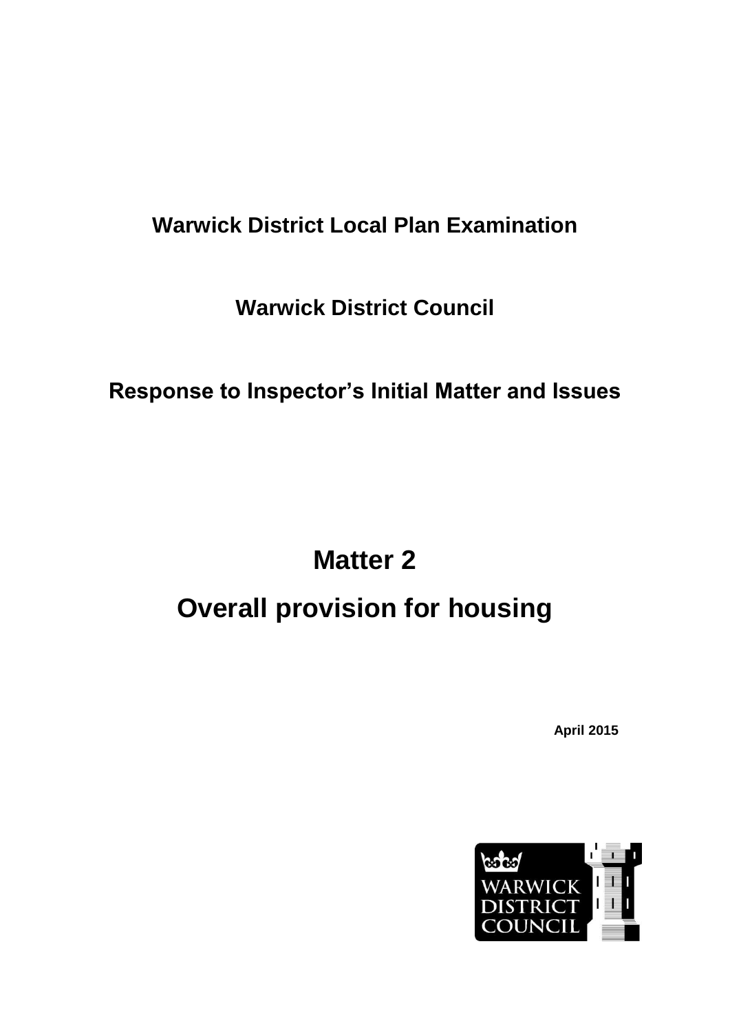# Warwick District Local Plan Examination

## Warwick District Council

## Response to Inspector's Initial Matter and Issues

# Matter 2

# Overall provision for housing

**April 2015**

WARWICK DISTRICT COUNCIL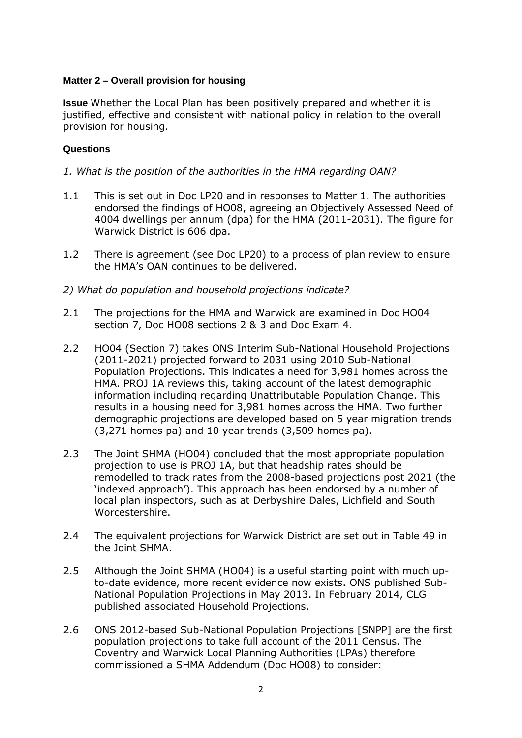**Matter 2 – Overall provision for housing**

**Issue** Whether the Local Plan has been positively prepared and whether it is justified, effective and consistent with national policy in relation to the overall provision for housing.

**Questions**

*1. What is the position of the authorities in the HMA regarding OAN?*

1.1 This is set out in Doc LP20 and in responses to Matter 1. The authorities endorsed the findings of HO08, agreeing an Objectively Assessed Need of 4004 dwellings per annum (dpa) for the HMA (2011-2031). The figure for Warwick District is 606 dpa.

1.2 There is agreement (see Doc LP20) to a process of plan review to ensure the HMA's OAN continues to be delivered.

*2) What do population and household projections indicate?*

2.1 The projections for the HMA and Warwick are examined in Doc HO04 section 7, Doc HO08 sections 2 & 3 and Doc Exam 4.

2.2 HO04 (Section 7) takes ONS Interim Sub-National Household Projections (2011-2021) projected forward to 2031 using 2010 Sub-National Population Projections. This indicates a need for 3,981 homes across the HMA. PROJ 1A reviews this, taking account of the latest demographic information including regarding Unattributable Population Change. This results in a housing need for 3,981 homes across the HMA. Two further demographic projections are developed based on 5 year migration trends (3,271 homes pa) and 10 year trends (3,509 homes pa).

2.3 The Joint SHMA (HO04) concluded that the most appropriate population projection to use is PROJ 1A, but that headship rates should be remodelled to track rates from the 2008-based projections post 2021 (the 'indexed approach'). This approach has been endorsed by a number of local plan inspectors, such as at Derbyshire Dales, Lichfield and South Worcestershire.

2.4 The equivalent projections for Warwick District are set out in Table 49 in the Joint SHMA.

2.5 Although the Joint SHMA (HO04) is a useful starting point with much up-to-date evidence, more recent evidence now exists. ONS published Sub-National Population Projections in May 2013. In February 2014, CLG published associated Household Projections.

2.6 ONS 2012-based Sub-National Population Projections [SNPP] are the first population projections to take full account of the 2011 Census. The Coventry and Warwick Local Planning Authorities (LPAs) therefore commissioned a SHMA Addendum (Doc HO08) to consider: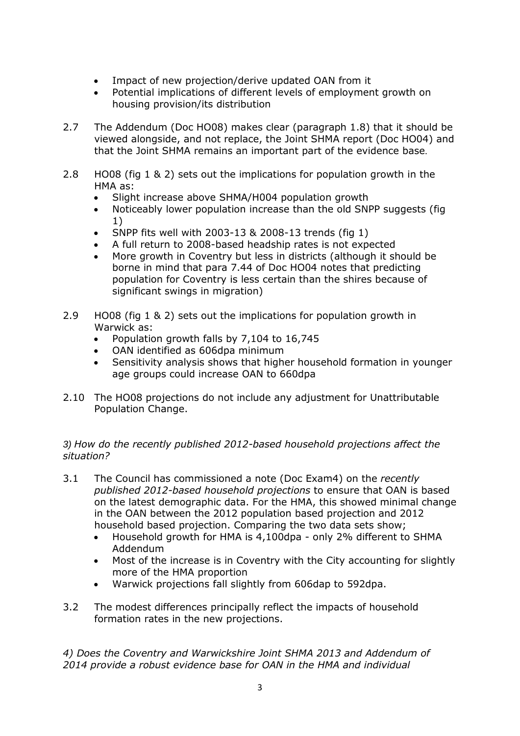- Impact of new projection/derive updated OAN from it
- Potential implications of different levels of employment growth on housing provision/its distribution

2.7 The Addendum (Doc HO08) makes clear (paragraph 1.8) that it should be viewed alongside, and not replace, the Joint SHMA report (Doc HO04) and that the Joint SHMA remains an important part of the evidence base.

2.8 HO08 (fig 1 & 2) sets out the implications for population growth in the HMA as:

- Slight increase above SHMA/H004 population growth
- Noticeably lower population increase than the old SNPP suggests (fig 1)
- SNPP fits well with 2003-13 & 2008-13 trends (fig 1)
- A full return to 2008-based headship rates is not expected
- More growth in Coventry but less in districts (although it should be borne in mind that para 7.44 of Doc HO04 notes that predicting population for Coventry is less certain than the shires because of significant swings in migration)

2.9 HO08 (fig 1 & 2) sets out the implications for population growth in Warwick as:

- Population growth falls by 7,104 to 16,745
- OAN identified as 606dpa minimum
- Sensitivity analysis shows that higher household formation in younger age groups could increase OAN to 660dpa

2.10 The HO08 projections do not include any adjustment for Unattributable Population Change.

*3) How do the recently published 2012-based household projections affect the situation?*

3.1 The Council has commissioned a note (Doc Exam4) on the *recently published 2012-based household projections* to ensure that OAN is based on the latest demographic data. For the HMA, this showed minimal change in the OAN between the 2012 population based projection and 2012 household based projection. Comparing the two data sets show;

- Household growth for HMA is 4,100dpa - only 2% different to SHMA Addendum
- Most of the increase is in Coventry with the City accounting for slightly more of the HMA proportion
- Warwick projections fall slightly from 606dap to 592dpa.

3.2 The modest differences principally reflect the impacts of household formation rates in the new projections.

*4) Does the Coventry and Warwickshire Joint SHMA 2013 and Addendum of 2014 provide a robust evidence base for OAN in the HMA and individual*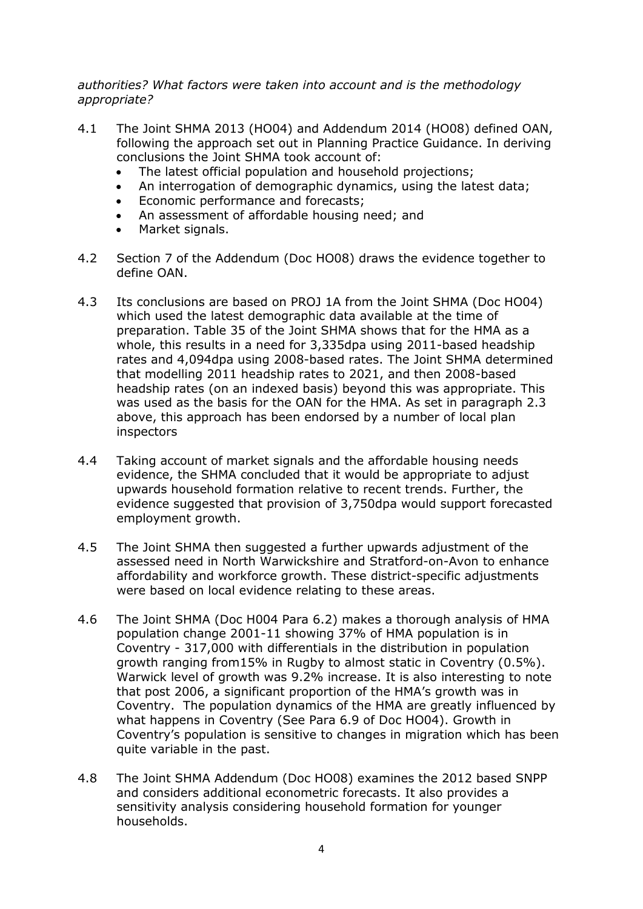*authorities? What factors were taken into account and is the methodology appropriate?*

4.1 The Joint SHMA 2013 (HO04) and Addendum 2014 (HO08) defined OAN, following the approach set out in Planning Practice Guidance. In deriving conclusions the Joint SHMA took account of:

- The latest official population and household projections;
- An interrogation of demographic dynamics, using the latest data;
- Economic performance and forecasts;
- An assessment of affordable housing need; and
- Market signals.

4.2 Section 7 of the Addendum (Doc HO08) draws the evidence together to define OAN.

4.3 Its conclusions are based on PROJ 1A from the Joint SHMA (Doc HO04) which used the latest demographic data available at the time of preparation. Table 35 of the Joint SHMA shows that for the HMA as a whole, this results in a need for 3,335dpa using 2011-based headship rates and 4,094dpa using 2008-based rates. The Joint SHMA determined that modelling 2011 headship rates to 2021, and then 2008-based headship rates (on an indexed basis) beyond this was appropriate. This was used as the basis for the OAN for the HMA. As set in paragraph 2.3 above, this approach has been endorsed by a number of local plan inspectors

4.4 Taking account of market signals and the affordable housing needs evidence, the SHMA concluded that it would be appropriate to adjust upwards household formation relative to recent trends. Further, the evidence suggested that provision of 3,750dpa would support forecasted employment growth.

4.5 The Joint SHMA then suggested a further upwards adjustment of the assessed need in North Warwickshire and Stratford-on-Avon to enhance affordability and workforce growth. These district-specific adjustments were based on local evidence relating to these areas.

4.6 The Joint SHMA (Doc H004 Para 6.2) makes a thorough analysis of HMA population change 2001-11 showing 37% of HMA population is in Coventry - 317,000 with differentials in the distribution in population growth ranging from15% in Rugby to almost static in Coventry (0.5%). Warwick level of growth was 9.2% increase. It is also interesting to note that post 2006, a significant proportion of the HMA's growth was in Coventry. The population dynamics of the HMA are greatly influenced by what happens in Coventry (See Para 6.9 of Doc HO04). Growth in Coventry's population is sensitive to changes in migration which has been quite variable in the past.

4.8 The Joint SHMA Addendum (Doc HO08) examines the 2012 based SNPP and considers additional econometric forecasts. It also provides a sensitivity analysis considering household formation for younger households.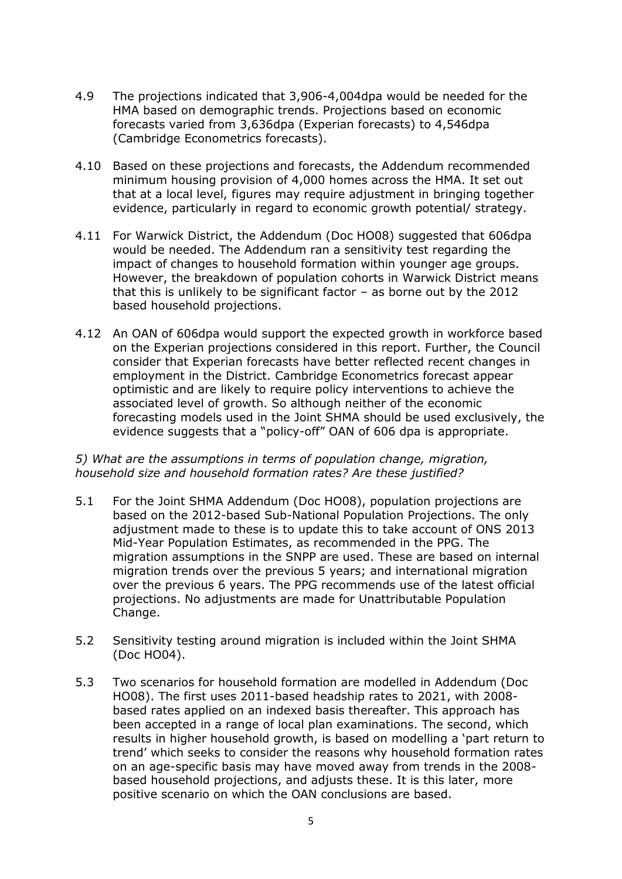4.9 The projections indicated that 3,906-4,004dpa would be needed for the HMA based on demographic trends. Projections based on economic forecasts varied from 3,636dpa (Experian forecasts) to 4,546dpa (Cambridge Econometrics forecasts).

4.10 Based on these projections and forecasts, the Addendum recommended minimum housing provision of 4,000 homes across the HMA. It set out that at a local level, figures may require adjustment in bringing together evidence, particularly in regard to economic growth potential/ strategy.

4.11 For Warwick District, the Addendum (Doc HO08) suggested that 606dpa would be needed. The Addendum ran a sensitivity test regarding the impact of changes to household formation within younger age groups. However, the breakdown of population cohorts in Warwick District means that this is unlikely to be significant factor – as borne out by the 2012 based household projections.

4.12 An OAN of 606dpa would support the expected growth in workforce based on the Experian projections considered in this report. Further, the Council consider that Experian forecasts have better reflected recent changes in employment in the District. Cambridge Econometrics forecast appear optimistic and are likely to require policy interventions to achieve the associated level of growth. So although neither of the economic forecasting models used in the Joint SHMA should be used exclusively, the evidence suggests that a "policy-off" OAN of 606 dpa is appropriate.

*5) What are the assumptions in terms of population change, migration, household size and household formation rates? Are these justified?*

5.1 For the Joint SHMA Addendum (Doc HO08), population projections are based on the 2012-based Sub-National Population Projections. The only adjustment made to these is to update this to take account of ONS 2013 Mid-Year Population Estimates, as recommended in the PPG. The migration assumptions in the SNPP are used. These are based on internal migration trends over the previous 5 years; and international migration over the previous 6 years. The PPG recommends use of the latest official projections. No adjustments are made for Unattributable Population Change.

5.2 Sensitivity testing around migration is included within the Joint SHMA (Doc HO04).

5.3 Two scenarios for household formation are modelled in Addendum (Doc HO08). The first uses 2011-based headship rates to 2021, with 2008-based rates applied on an indexed basis thereafter. This approach has been accepted in a range of local plan examinations. The second, which results in higher household growth, is based on modelling a 'part return to trend' which seeks to consider the reasons why household formation rates on an age-specific basis may have moved away from trends in the 2008-based household projections, and adjusts these. It is this later, more positive scenario on which the OAN conclusions are based.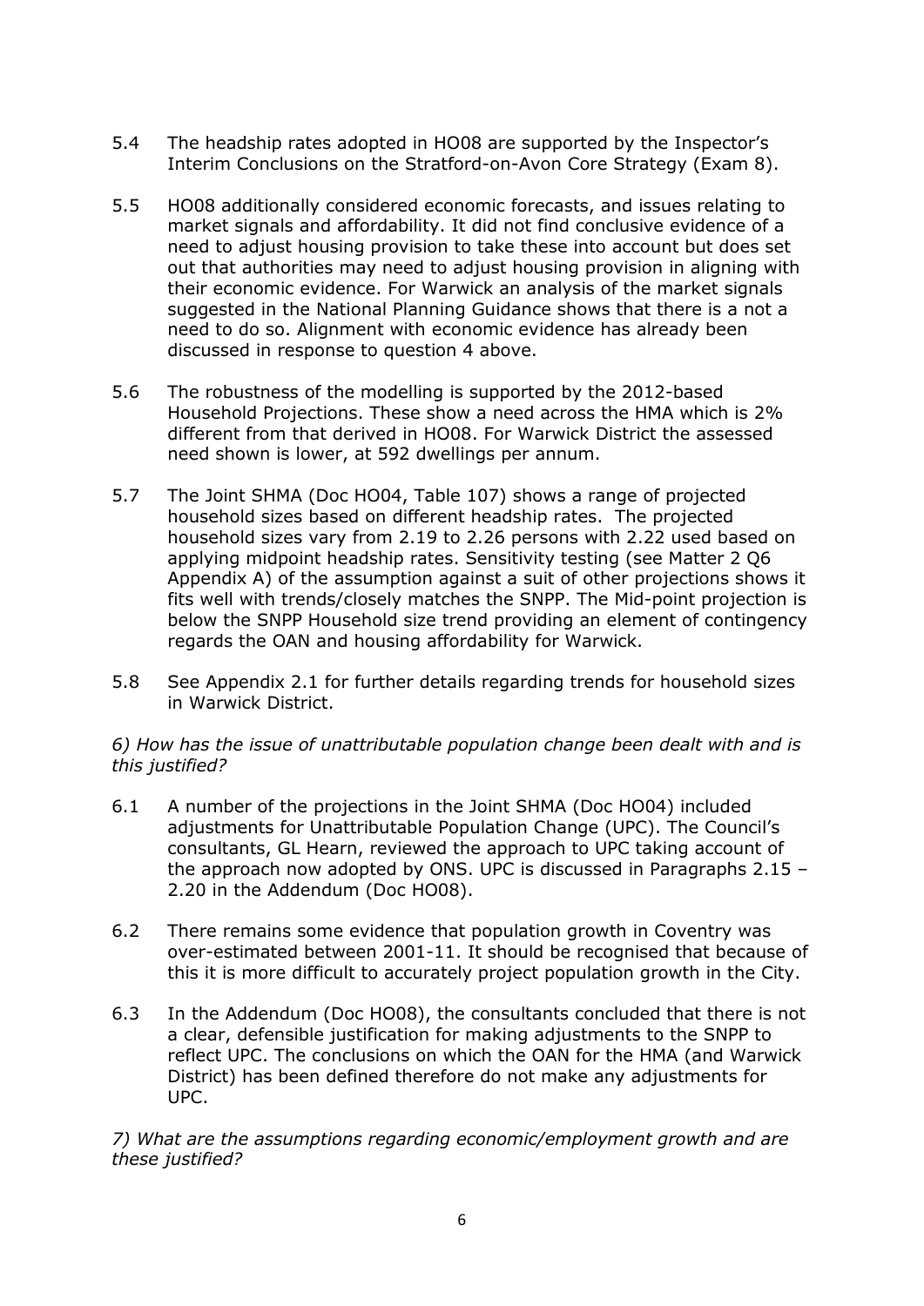5.4 The headship rates adopted in HO08 are supported by the Inspector's Interim Conclusions on the Stratford-on-Avon Core Strategy (Exam 8).

5.5 HO08 additionally considered economic forecasts, and issues relating to market signals and affordability. It did not find conclusive evidence of a need to adjust housing provision to take these into account but does set out that authorities may need to adjust housing provision in aligning with their economic evidence. For Warwick an analysis of the market signals suggested in the National Planning Guidance shows that there is a not a need to do so. Alignment with economic evidence has already been discussed in response to question 4 above.

5.6 The robustness of the modelling is supported by the 2012-based Household Projections. These show a need across the HMA which is 2% different from that derived in HO08. For Warwick District the assessed need shown is lower, at 592 dwellings per annum.

5.7 The Joint SHMA (Doc HO04, Table 107) shows a range of projected household sizes based on different headship rates. The projected household sizes vary from 2.19 to 2.26 persons with 2.22 used based on applying midpoint headship rates. Sensitivity testing (see Matter 2 Q6 Appendix A) of the assumption against a suit of other projections shows it fits well with trends/closely matches the SNPP. The Mid-point projection is below the SNPP Household size trend providing an element of contingency regards the OAN and housing affordability for Warwick.

5.8 See Appendix 2.1 for further details regarding trends for household sizes in Warwick District.

*6) How has the issue of unattributable population change been dealt with and is this justified?*

6.1 A number of the projections in the Joint SHMA (Doc HO04) included adjustments for Unattributable Population Change (UPC). The Council's consultants, GL Hearn, reviewed the approach to UPC taking account of the approach now adopted by ONS. UPC is discussed in Paragraphs 2.15 – 2.20 in the Addendum (Doc HO08).

6.2 There remains some evidence that population growth in Coventry was over-estimated between 2001-11. It should be recognised that because of this it is more difficult to accurately project population growth in the City.

6.3 In the Addendum (Doc HO08), the consultants concluded that there is not a clear, defensible justification for making adjustments to the SNPP to reflect UPC. The conclusions on which the OAN for the HMA (and Warwick District) has been defined therefore do not make any adjustments for UPC.

*7) What are the assumptions regarding economic/employment growth and are these justified?*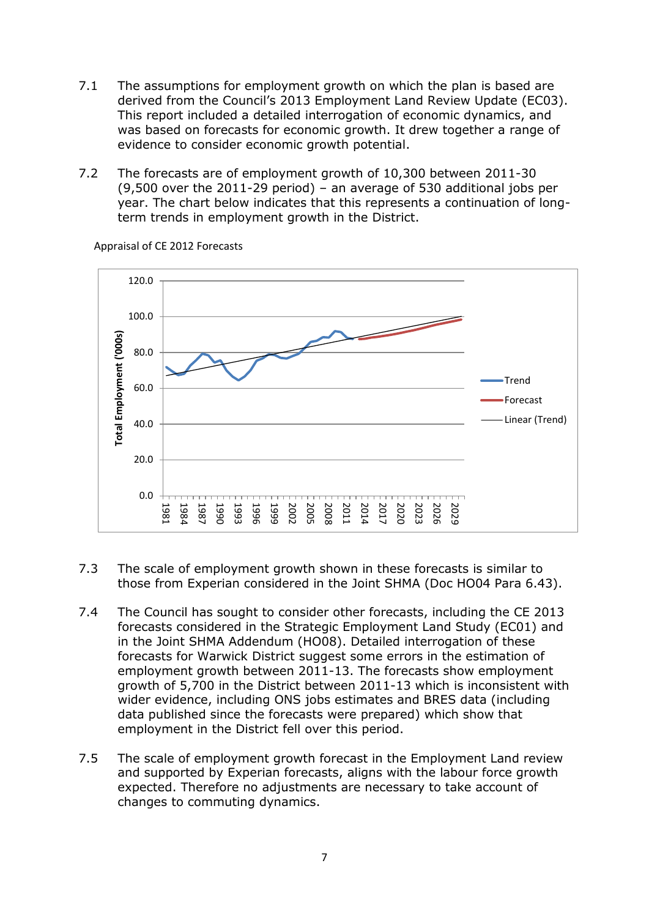7.1 The assumptions for employment growth on which the plan is based are derived from the Council's 2013 Employment Land Review Update (EC03). This report included a detailed interrogation of economic dynamics, and was based on forecasts for economic growth. It drew together a range of evidence to consider economic growth potential.

7.2 The forecasts are of employment growth of 10,300 between 2011-30 (9,500 over the 2011-29 period) – an average of 530 additional jobs per year. The chart below indicates that this represents a continuation of long-term trends in employment growth in the District.

Appraisal of CE 2012 Forecasts

7.3 The scale of employment growth shown in these forecasts is similar to those from Experian considered in the Joint SHMA (Doc HO04 Para 6.43).

7.4 The Council has sought to consider other forecasts, including the CE 2013 forecasts considered in the Strategic Employment Land Study (EC01) and in the Joint SHMA Addendum (HO08). Detailed interrogation of these forecasts for Warwick District suggest some errors in the estimation of employment growth between 2011-13. The forecasts show employment growth of 5,700 in the District between 2011-13 which is inconsistent with wider evidence, including ONS jobs estimates and BRES data (including data published since the forecasts were prepared) which show that employment in the District fell over this period.

7.5 The scale of employment growth forecast in the Employment Land review and supported by Experian forecasts, aligns with the labour force growth expected. Therefore no adjustments are necessary to take account of changes to commuting dynamics.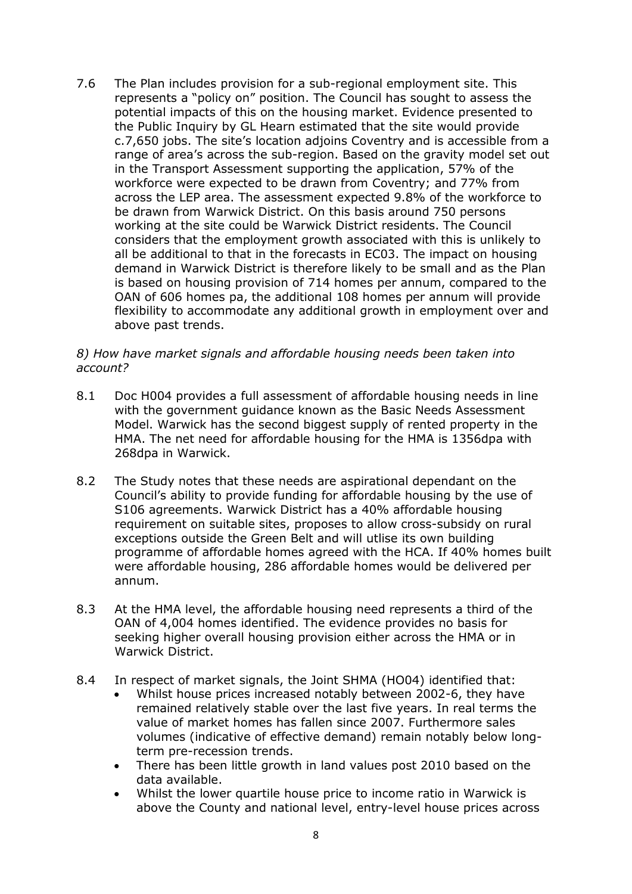7.6 The Plan includes provision for a sub-regional employment site. This represents a "policy on" position. The Council has sought to assess the potential impacts of this on the housing market. Evidence presented to the Public Inquiry by GL Hearn estimated that the site would provide c.7,650 jobs. The site's location adjoins Coventry and is accessible from a range of area's across the sub-region. Based on the gravity model set out in the Transport Assessment supporting the application, 57% of the workforce were expected to be drawn from Coventry; and 77% from across the LEP area. The assessment expected 9.8% of the workforce to be drawn from Warwick District. On this basis around 750 persons working at the site could be Warwick District residents. The Council considers that the employment growth associated with this is unlikely to all be additional to that in the forecasts in EC03. The impact on housing demand in Warwick District is therefore likely to be small and as the Plan is based on housing provision of 714 homes per annum, compared to the OAN of 606 homes pa, the additional 108 homes per annum will provide flexibility to accommodate any additional growth in employment over and above past trends.

*8) How have market signals and affordable housing needs been taken into account?*

8.1 Doc H004 provides a full assessment of affordable housing needs in line with the government guidance known as the Basic Needs Assessment Model. Warwick has the second biggest supply of rented property in the HMA. The net need for affordable housing for the HMA is 1356dpa with 268dpa in Warwick.

8.2 The Study notes that these needs are aspirational dependant on the Council's ability to provide funding for affordable housing by the use of S106 agreements. Warwick District has a 40% affordable housing requirement on suitable sites, proposes to allow cross-subsidy on rural exceptions outside the Green Belt and will utlise its own building programme of affordable homes agreed with the HCA. If 40% homes built were affordable housing, 286 affordable homes would be delivered per annum.

8.3 At the HMA level, the affordable housing need represents a third of the OAN of 4,004 homes identified. The evidence provides no basis for seeking higher overall housing provision either across the HMA or in Warwick District.

8.4 In respect of market signals, the Joint SHMA (HO04) identified that:

- Whilst house prices increased notably between 2002-6, they have remained relatively stable over the last five years. In real terms the value of market homes has fallen since 2007. Furthermore sales volumes (indicative of effective demand) remain notably below long-term pre-recession trends.
- There has been little growth in land values post 2010 based on the data available.
- Whilst the lower quartile house price to income ratio in Warwick is above the County and national level, entry-level house prices across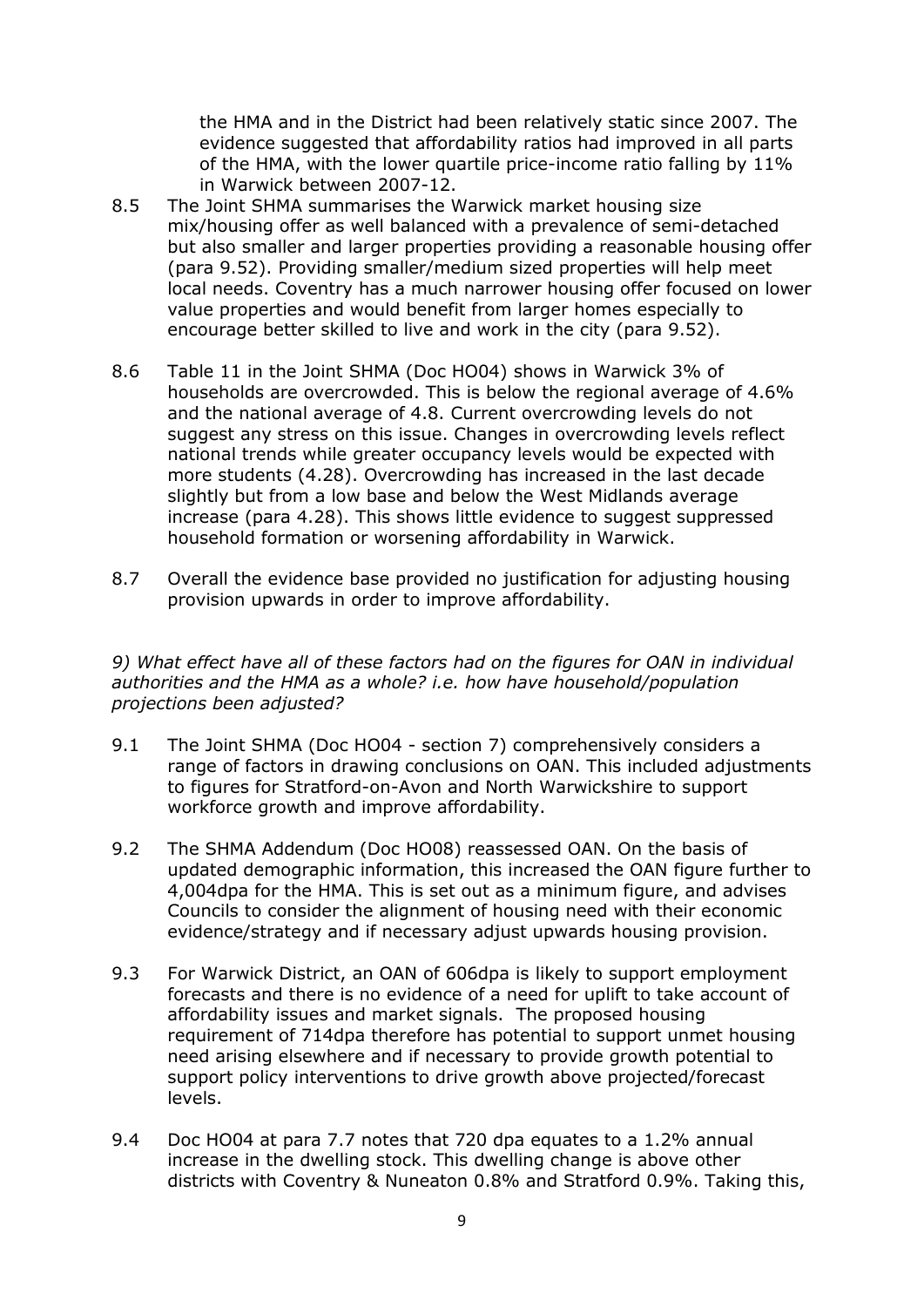the HMA and in the District had been relatively static since 2007. The evidence suggested that affordability ratios had improved in all parts of the HMA, with the lower quartile price-income ratio falling by 11% in Warwick between 2007-12.

8.5 The Joint SHMA summarises the Warwick market housing size mix/housing offer as well balanced with a prevalence of semi-detached but also smaller and larger properties providing a reasonable housing offer (para 9.52). Providing smaller/medium sized properties will help meet local needs. Coventry has a much narrower housing offer focused on lower value properties and would benefit from larger homes especially to encourage better skilled to live and work in the city (para 9.52).

8.6 Table 11 in the Joint SHMA (Doc HO04) shows in Warwick 3% of households are overcrowded. This is below the regional average of 4.6% and the national average of 4.8. Current overcrowding levels do not suggest any stress on this issue. Changes in overcrowding levels reflect national trends while greater occupancy levels would be expected with more students (4.28). Overcrowding has increased in the last decade slightly but from a low base and below the West Midlands average increase (para 4.28). This shows little evidence to suggest suppressed household formation or worsening affordability in Warwick.

8.7 Overall the evidence base provided no justification for adjusting housing provision upwards in order to improve affordability.

*9) What effect have all of these factors had on the figures for OAN in individual authorities and the HMA as a whole? i.e. how have household/population projections been adjusted?*

9.1 The Joint SHMA (Doc HO04 - section 7) comprehensively considers a range of factors in drawing conclusions on OAN. This included adjustments to figures for Stratford-on-Avon and North Warwickshire to support workforce growth and improve affordability.

9.2 The SHMA Addendum (Doc HO08) reassessed OAN. On the basis of updated demographic information, this increased the OAN figure further to 4,004dpa for the HMA. This is set out as a minimum figure, and advises Councils to consider the alignment of housing need with their economic evidence/strategy and if necessary adjust upwards housing provision.

9.3 For Warwick District, an OAN of 606dpa is likely to support employment forecasts and there is no evidence of a need for uplift to take account of affordability issues and market signals. The proposed housing requirement of 714dpa therefore has potential to support unmet housing need arising elsewhere and if necessary to provide growth potential to support policy interventions to drive growth above projected/forecast levels.

9.4 Doc HO04 at para 7.7 notes that 720 dpa equates to a 1.2% annual increase in the dwelling stock. This dwelling change is above other districts with Coventry & Nuneaton 0.8% and Stratford 0.9%. Taking this,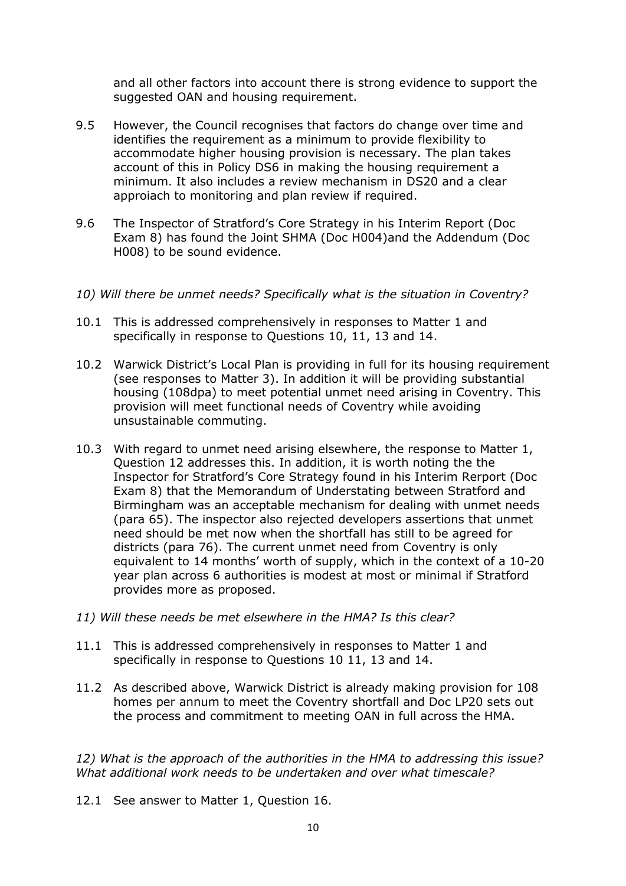and all other factors into account there is strong evidence to support the suggested OAN and housing requirement.

9.5 However, the Council recognises that factors do change over time and identifies the requirement as a minimum to provide flexibility to accommodate higher housing provision is necessary. The plan takes account of this in Policy DS6 in making the housing requirement a minimum. It also includes a review mechanism in DS20 and a clear approiach to monitoring and plan review if required.

9.6 The Inspector of Stratford's Core Strategy in his Interim Report (Doc Exam 8) has found the Joint SHMA (Doc H004)and the Addendum (Doc H008) to be sound evidence.

*10) Will there be unmet needs? Specifically what is the situation in Coventry?*

10.1 This is addressed comprehensively in responses to Matter 1 and specifically in response to Questions 10, 11, 13 and 14.

10.2 Warwick District's Local Plan is providing in full for its housing requirement (see responses to Matter 3). In addition it will be providing substantial housing (108dpa) to meet potential unmet need arising in Coventry. This provision will meet functional needs of Coventry while avoiding unsustainable commuting.

10.3 With regard to unmet need arising elsewhere, the response to Matter 1, Question 12 addresses this. In addition, it is worth noting the the Inspector for Stratford's Core Strategy found in his Interim Rerport (Doc Exam 8) that the Memorandum of Understating between Stratford and Birmingham was an acceptable mechanism for dealing with unmet needs (para 65). The inspector also rejected developers assertions that unmet need should be met now when the shortfall has still to be agreed for districts (para 76). The current unmet need from Coventry is only equivalent to 14 months' worth of supply, which in the context of a 10-20 year plan across 6 authorities is modest at most or minimal if Stratford provides more as proposed.

*11) Will these needs be met elsewhere in the HMA? Is this clear?*

11.1 This is addressed comprehensively in responses to Matter 1 and specifically in response to Questions 10 11, 13 and 14.

11.2 As described above, Warwick District is already making provision for 108 homes per annum to meet the Coventry shortfall and Doc LP20 sets out the process and commitment to meeting OAN in full across the HMA.

*12) What is the approach of the authorities in the HMA to addressing this issue? What additional work needs to be undertaken and over what timescale?*

12.1 See answer to Matter 1, Question 16.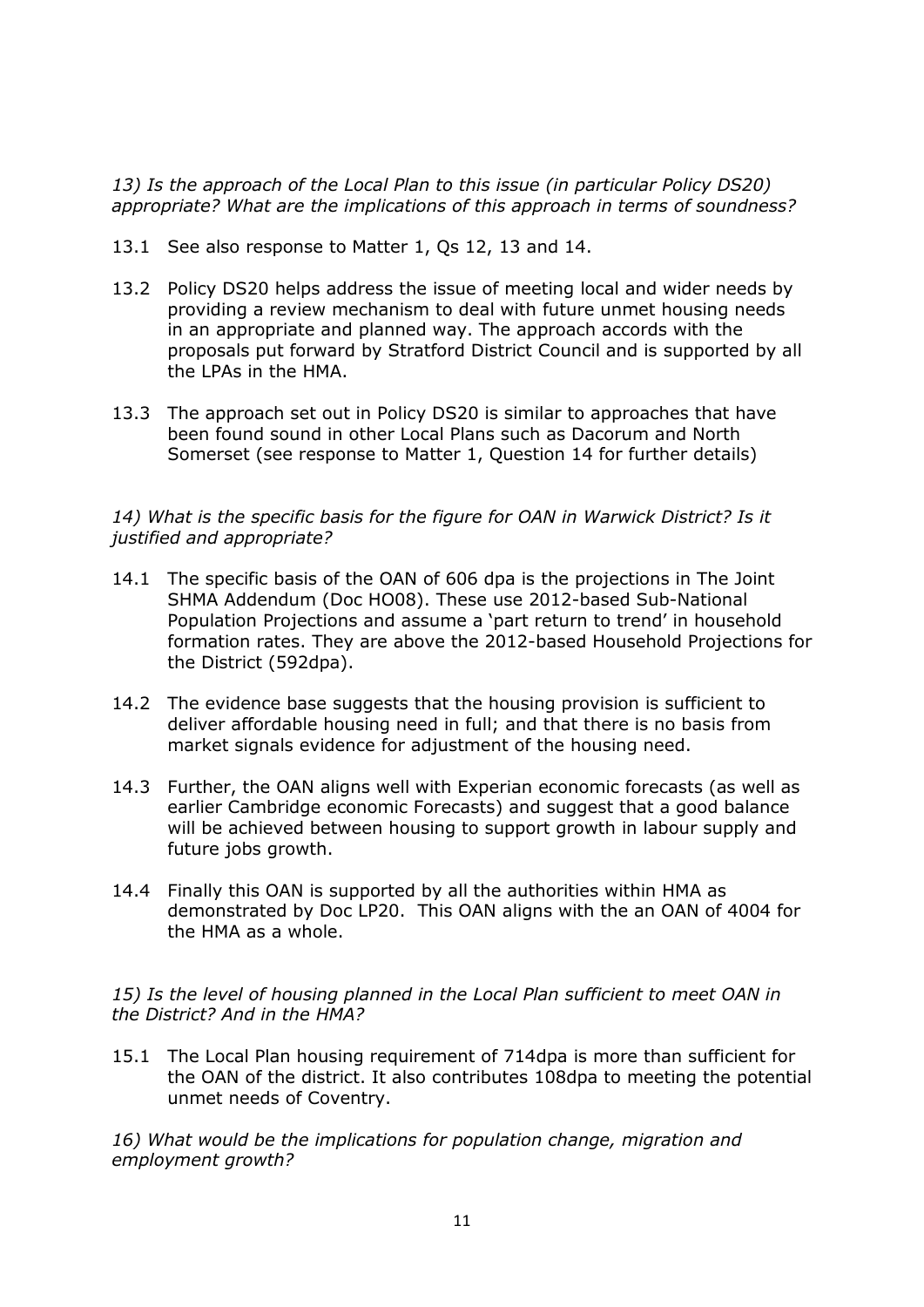*13) Is the approach of the Local Plan to this issue (in particular Policy DS20) appropriate? What are the implications of this approach in terms of soundness?*

13.1 See also response to Matter 1, Qs 12, 13 and 14.

13.2 Policy DS20 helps address the issue of meeting local and wider needs by providing a review mechanism to deal with future unmet housing needs in an appropriate and planned way. The approach accords with the proposals put forward by Stratford District Council and is supported by all the LPAs in the HMA.

13.3 The approach set out in Policy DS20 is similar to approaches that have been found sound in other Local Plans such as Dacorum and North Somerset (see response to Matter 1, Question 14 for further details)

*14) What is the specific basis for the figure for OAN in Warwick District? Is it justified and appropriate?*

14.1 The specific basis of the OAN of 606 dpa is the projections in The Joint SHMA Addendum (Doc HO08). These use 2012-based Sub-National Population Projections and assume a 'part return to trend' in household formation rates. They are above the 2012-based Household Projections for the District (592dpa).

14.2 The evidence base suggests that the housing provision is sufficient to deliver affordable housing need in full; and that there is no basis from market signals evidence for adjustment of the housing need.

14.3 Further, the OAN aligns well with Experian economic forecasts (as well as earlier Cambridge economic Forecasts) and suggest that a good balance will be achieved between housing to support growth in labour supply and future jobs growth.

14.4 Finally this OAN is supported by all the authorities within HMA as demonstrated by Doc LP20. This OAN aligns with the an OAN of 4004 for the HMA as a whole.

*15) Is the level of housing planned in the Local Plan sufficient to meet OAN in the District? And in the HMA?*

15.1 The Local Plan housing requirement of 714dpa is more than sufficient for the OAN of the district. It also contributes 108dpa to meeting the potential unmet needs of Coventry.

*16) What would be the implications for population change, migration and employment growth?*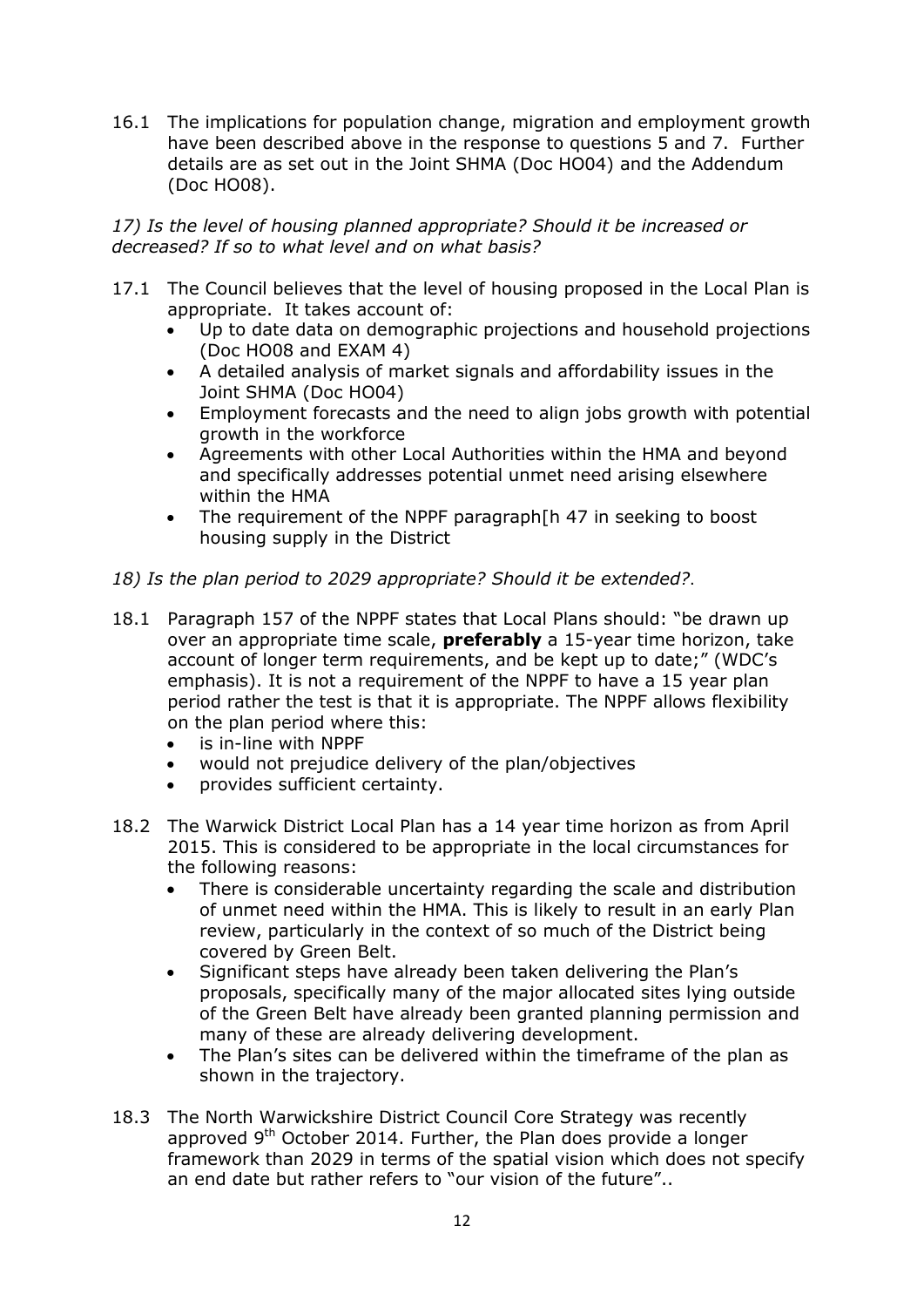16.1 The implications for population change, migration and employment growth have been described above in the response to questions 5 and 7. Further details are as set out in the Joint SHMA (Doc HO04) and the Addendum (Doc HO08).

*17) Is the level of housing planned appropriate? Should it be increased or decreased? If so to what level and on what basis?*

17.1 The Council believes that the level of housing proposed in the Local Plan is appropriate. It takes account of:

- Up to date data on demographic projections and household projections (Doc HO08 and EXAM 4)
- A detailed analysis of market signals and affordability issues in the Joint SHMA (Doc HO04)
- Employment forecasts and the need to align jobs growth with potential growth in the workforce
- Agreements with other Local Authorities within the HMA and beyond and specifically addresses potential unmet need arising elsewhere within the HMA
- The requirement of the NPPF paragraph[h 47 in seeking to boost housing supply in the District

*18) Is the plan period to 2029 appropriate? Should it be extended?.*

18.1 Paragraph 157 of the NPPF states that Local Plans should: "be drawn up over an appropriate time scale, **preferably** a 15-year time horizon, take account of longer term requirements, and be kept up to date;" (WDC's emphasis). It is not a requirement of the NPPF to have a 15 year plan period rather the test is that it is appropriate. The NPPF allows flexibility on the plan period where this:

- is in-line with NPPF
- would not prejudice delivery of the plan/objectives
- provides sufficient certainty.

18.2 The Warwick District Local Plan has a 14 year time horizon as from April 2015. This is considered to be appropriate in the local circumstances for the following reasons:

- There is considerable uncertainty regarding the scale and distribution of unmet need within the HMA. This is likely to result in an early Plan review, particularly in the context of so much of the District being covered by Green Belt.
- Significant steps have already been taken delivering the Plan's proposals, specifically many of the major allocated sites lying outside of the Green Belt have already been granted planning permission and many of these are already delivering development.
- The Plan's sites can be delivered within the timeframe of the plan as shown in the trajectory.

18.3 The North Warwickshire District Council Core Strategy was recently approved 9th October 2014. Further, the Plan does provide a longer framework than 2029 in terms of the spatial vision which does not specify an end date but rather refers to "our vision of the future"..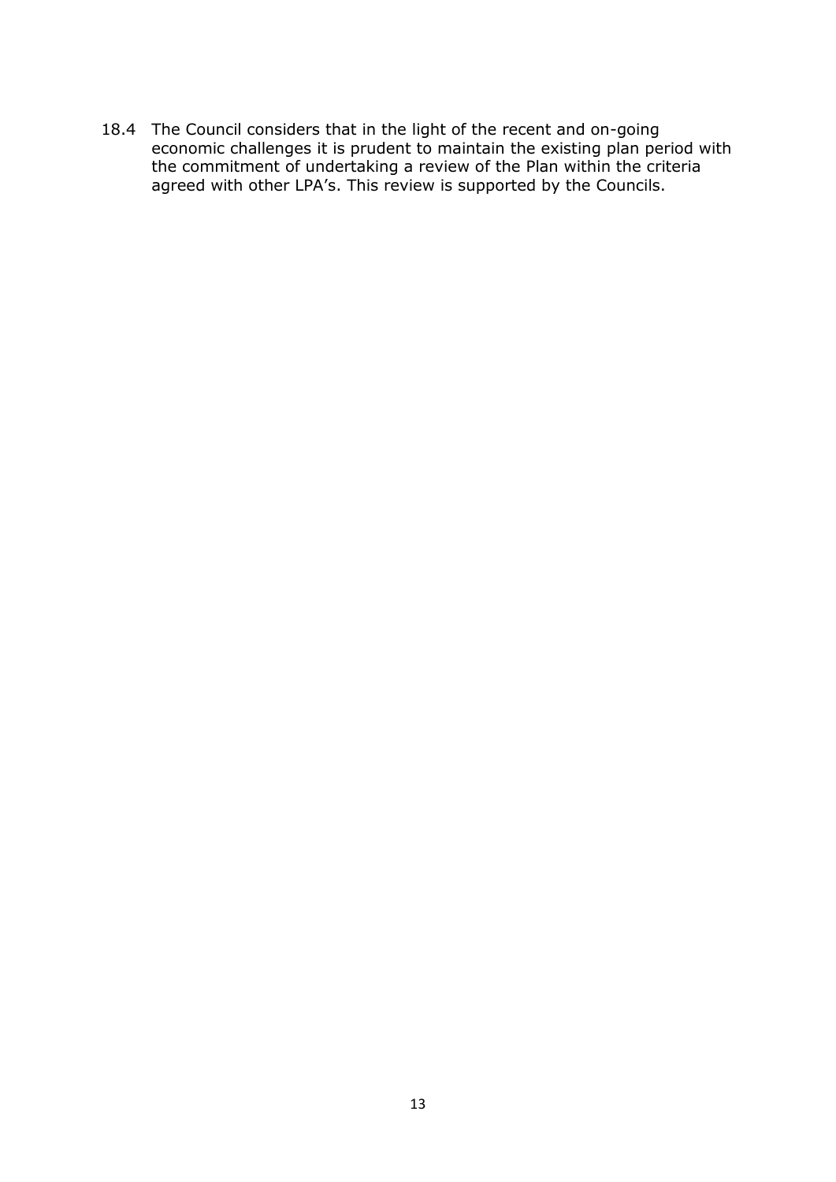18.4 The Council considers that in the light of the recent and on-going economic challenges it is prudent to maintain the existing plan period with the commitment of undertaking a review of the Plan within the criteria agreed with other LPA's. This review is supported by the Councils.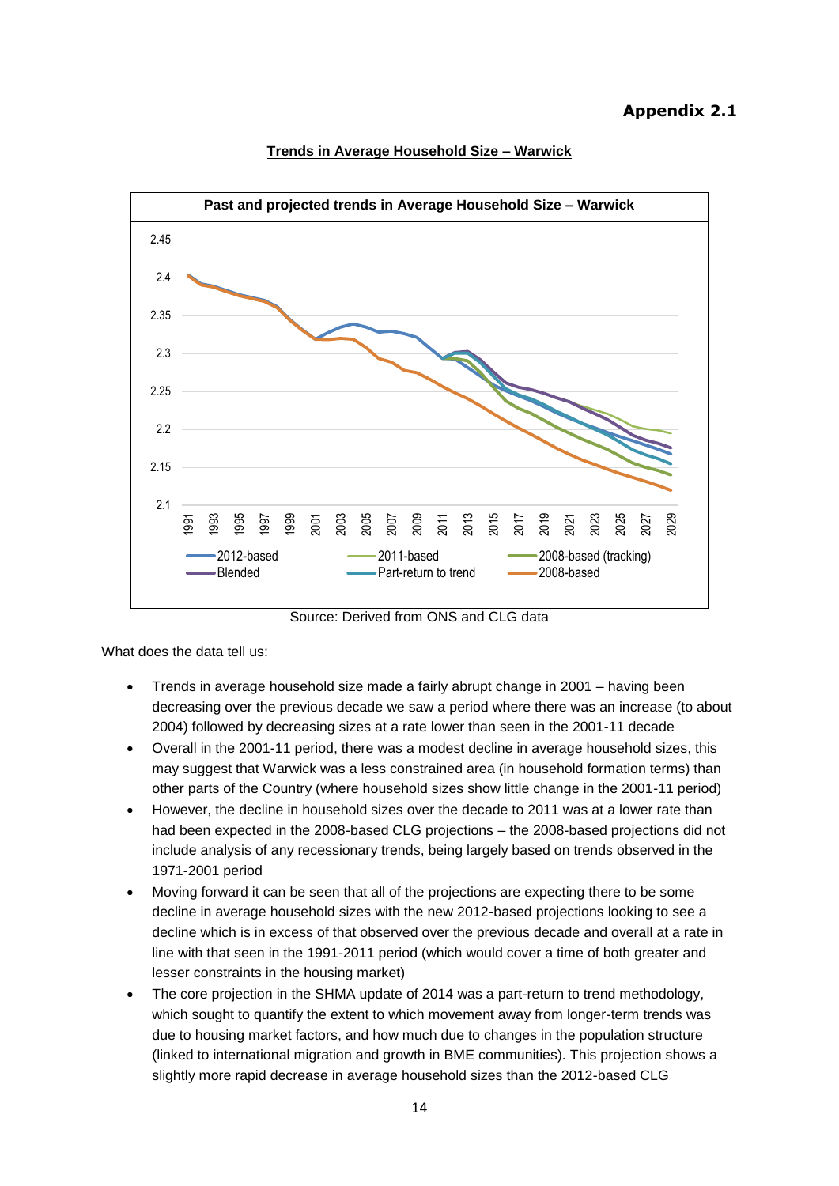**Appendix 2.1**

**Trends in Average Household Size – Warwick**

Past and projected trends in Average Household Size – Warwick

Source: Derived from ONS and CLG data

What does the data tell us:

- Trends in average household size made a fairly abrupt change in 2001 – having been decreasing over the previous decade we saw a period where there was an increase (to about 2004) followed by decreasing sizes at a rate lower than seen in the 2001-11 decade
- Overall in the 2001-11 period, there was a modest decline in average household sizes, this may suggest that Warwick was a less constrained area (in household formation terms) than other parts of the Country (where household sizes show little change in the 2001-11 period)
- However, the decline in household sizes over the decade to 2011 was at a lower rate than had been expected in the 2008-based CLG projections – the 2008-based projections did not include analysis of any recessionary trends, being largely based on trends observed in the 1971-2001 period
- Moving forward it can be seen that all of the projections are expecting there to be some decline in average household sizes with the new 2012-based projections looking to see a decline which is in excess of that observed over the previous decade and overall at a rate in line with that seen in the 1991-2011 period (which would cover a time of both greater and lesser constraints in the housing market)
- The core projection in the SHMA update of 2014 was a part-return to trend methodology, which sought to quantify the extent to which movement away from longer-term trends was due to housing market factors, and how much due to changes in the population structure (linked to international migration and growth in BME communities). This projection shows a slightly more rapid decrease in average household sizes than the 2012-based CLG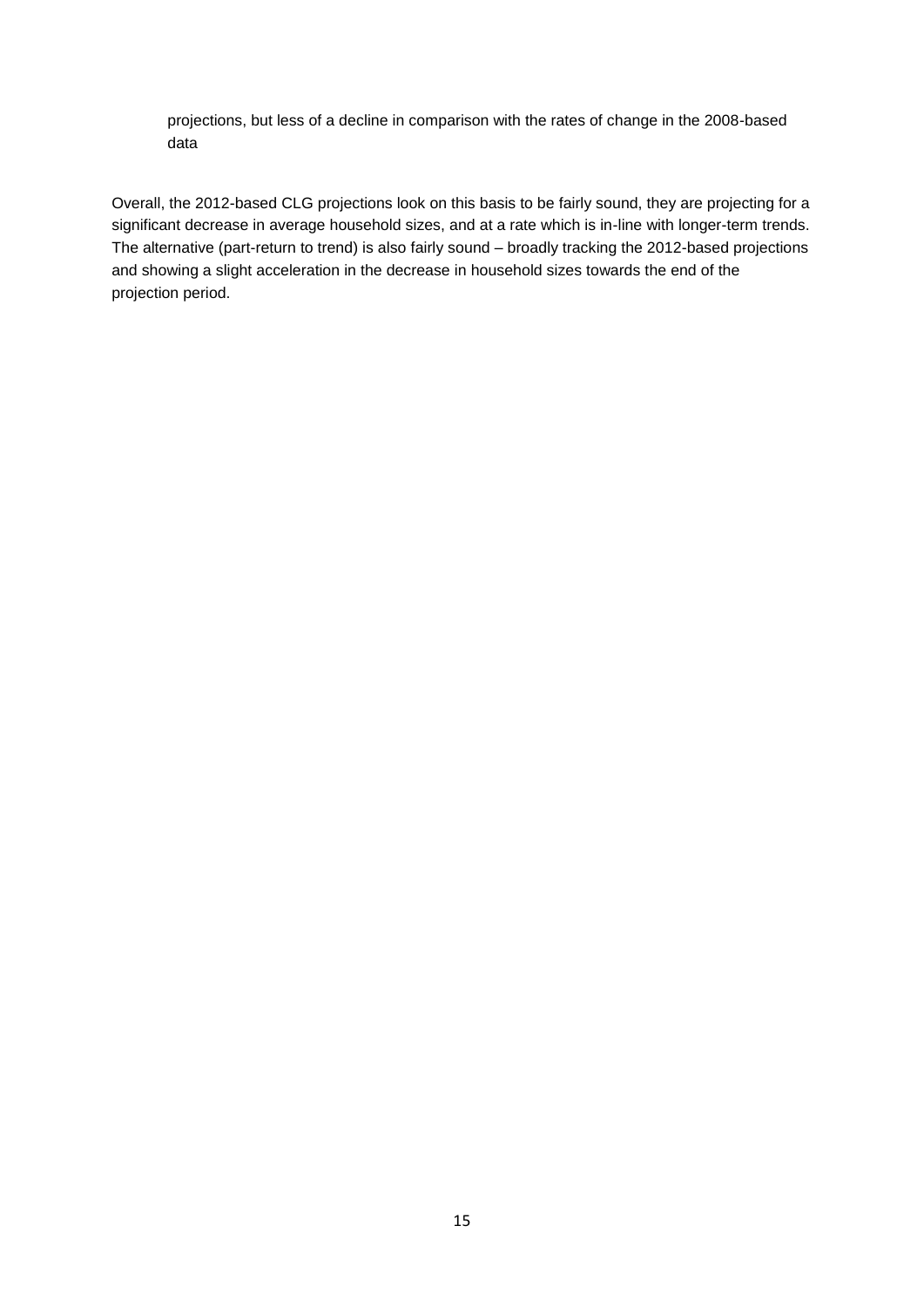projections, but less of a decline in comparison with the rates of change in the 2008-based data

Overall, the 2012-based CLG projections look on this basis to be fairly sound, they are projecting for a significant decrease in average household sizes, and at a rate which is in-line with longer-term trends. The alternative (part-return to trend) is also fairly sound – broadly tracking the 2012-based projections and showing a slight acceleration in the decrease in household sizes towards the end of the projection period.